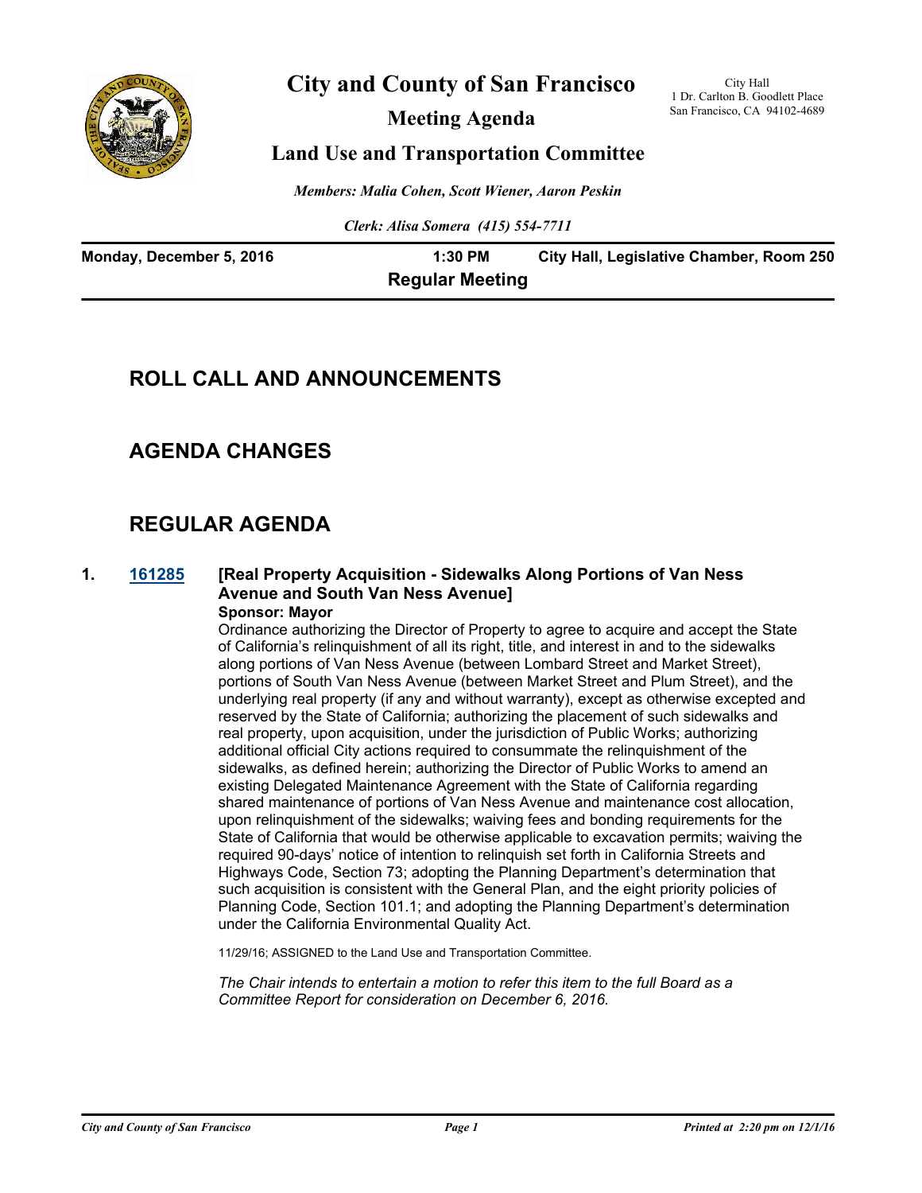# City and County of San Francisco

## Meeting Agenda

## Land Use and Transportation Committee

City Hall
1 Dr. Carlton B. Goodlett Place
San Francisco, CA 94102-4689

*Members: Malia Cohen, Scott Wiener, Aaron Peskin*

*Clerk: Alisa Somera (415) 554-7711*

**Monday, December 5, 2016** **1:30 PM** **City Hall, Legislative Chamber, Room 250**

**Regular Meeting**

## ROLL CALL AND ANNOUNCEMENTS

## AGENDA CHANGES

## REGULAR AGENDA

**1. 161285 [Real Property Acquisition - Sidewalks Along Portions of Van Ness Avenue and South Van Ness Avenue]**

**Sponsor: Mayor**

Ordinance authorizing the Director of Property to agree to acquire and accept the State of California's relinquishment of all its right, title, and interest in and to the sidewalks along portions of Van Ness Avenue (between Lombard Street and Market Street), portions of South Van Ness Avenue (between Market Street and Plum Street), and the underlying real property (if any and without warranty), except as otherwise excepted and reserved by the State of California; authorizing the placement of such sidewalks and real property, upon acquisition, under the jurisdiction of Public Works; authorizing additional official City actions required to consummate the relinquishment of the sidewalks, as defined herein; authorizing the Director of Public Works to amend an existing Delegated Maintenance Agreement with the State of California regarding shared maintenance of portions of Van Ness Avenue and maintenance cost allocation, upon relinquishment of the sidewalks; waiving fees and bonding requirements for the State of California that would be otherwise applicable to excavation permits; waiving the required 90-days' notice of intention to relinquish set forth in California Streets and Highways Code, Section 73; adopting the Planning Department's determination that such acquisition is consistent with the General Plan, and the eight priority policies of Planning Code, Section 101.1; and adopting the Planning Department's determination under the California Environmental Quality Act.

11/29/16; ASSIGNED to the Land Use and Transportation Committee.

*The Chair intends to entertain a motion to refer this item to the full Board as a Committee Report for consideration on December 6, 2016.*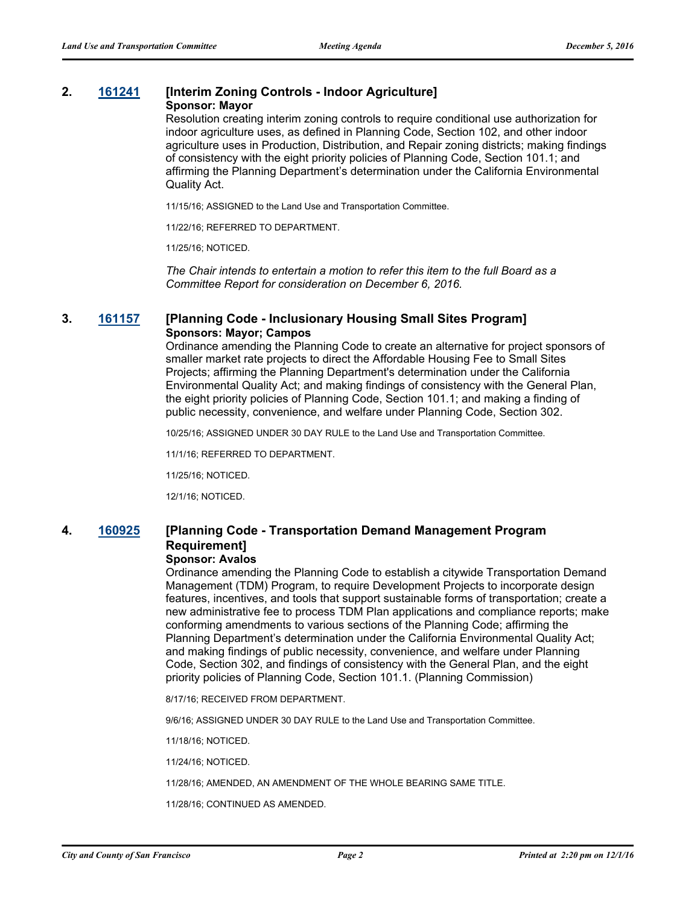## 2. [161241](#) [Interim Zoning Controls - Indoor Agriculture]

**Sponsor: Mayor**

Resolution creating interim zoning controls to require conditional use authorization for indoor agriculture uses, as defined in Planning Code, Section 102, and other indoor agriculture uses in Production, Distribution, and Repair zoning districts; making findings of consistency with the eight priority policies of Planning Code, Section 101.1; and affirming the Planning Department's determination under the California Environmental Quality Act.

11/15/16; ASSIGNED to the Land Use and Transportation Committee.

11/22/16; REFERRED TO DEPARTMENT.

11/25/16; NOTICED.

*The Chair intends to entertain a motion to refer this item to the full Board as a Committee Report for consideration on December 6, 2016.*

## 3. [161157](#) [Planning Code - Inclusionary Housing Small Sites Program]

**Sponsors: Mayor; Campos**

Ordinance amending the Planning Code to create an alternative for project sponsors of smaller market rate projects to direct the Affordable Housing Fee to Small Sites Projects; affirming the Planning Department's determination under the California Environmental Quality Act; and making findings of consistency with the General Plan, the eight priority policies of Planning Code, Section 101.1; and making a finding of public necessity, convenience, and welfare under Planning Code, Section 302.

10/25/16; ASSIGNED UNDER 30 DAY RULE to the Land Use and Transportation Committee.

11/1/16; REFERRED TO DEPARTMENT.

11/25/16; NOTICED.

12/1/16; NOTICED.

## 4. [160925](#) [Planning Code - Transportation Demand Management Program Requirement]

**Sponsor: Avalos**

Ordinance amending the Planning Code to establish a citywide Transportation Demand Management (TDM) Program, to require Development Projects to incorporate design features, incentives, and tools that support sustainable forms of transportation; create a new administrative fee to process TDM Plan applications and compliance reports; make conforming amendments to various sections of the Planning Code; affirming the Planning Department's determination under the California Environmental Quality Act; and making findings of public necessity, convenience, and welfare under Planning Code, Section 302, and findings of consistency with the General Plan, and the eight priority policies of Planning Code, Section 101.1. (Planning Commission)

8/17/16; RECEIVED FROM DEPARTMENT.

9/6/16; ASSIGNED UNDER 30 DAY RULE to the Land Use and Transportation Committee.

11/18/16; NOTICED.

11/24/16; NOTICED.

11/28/16; AMENDED, AN AMENDMENT OF THE WHOLE BEARING SAME TITLE.

11/28/16; CONTINUED AS AMENDED.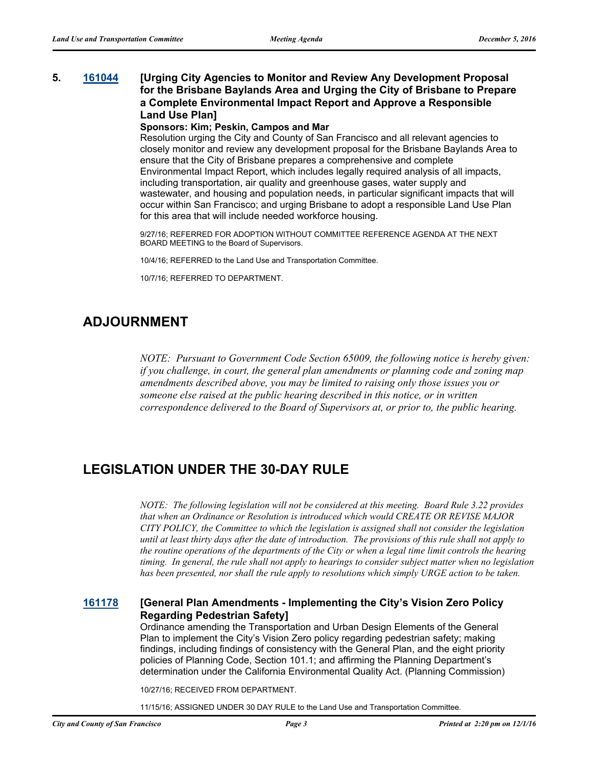**5. 161044 [Urging City Agencies to Monitor and Review Any Development Proposal for the Brisbane Baylands Area and Urging the City of Brisbane to Prepare a Complete Environmental Impact Report and Approve a Responsible Land Use Plan]**

**Sponsors: Kim; Peskin, Campos and Mar**

Resolution urging the City and County of San Francisco and all relevant agencies to closely monitor and review any development proposal for the Brisbane Baylands Area to ensure that the City of Brisbane prepares a comprehensive and complete Environmental Impact Report, which includes legally required analysis of all impacts, including transportation, air quality and greenhouse gases, water supply and wastewater, and housing and population needs, in particular significant impacts that will occur within San Francisco; and urging Brisbane to adopt a responsible Land Use Plan for this area that will include needed workforce housing.

9/27/16; REFERRED FOR ADOPTION WITHOUT COMMITTEE REFERENCE AGENDA AT THE NEXT BOARD MEETING to the Board of Supervisors.

10/4/16; REFERRED to the Land Use and Transportation Committee.

10/7/16; REFERRED TO DEPARTMENT.

## ADJOURNMENT

*NOTE: Pursuant to Government Code Section 65009, the following notice is hereby given: if you challenge, in court, the general plan amendments or planning code and zoning map amendments described above, you may be limited to raising only those issues you or someone else raised at the public hearing described in this notice, or in written correspondence delivered to the Board of Supervisors at, or prior to, the public hearing.*

## LEGISLATION UNDER THE 30-DAY RULE

*NOTE: The following legislation will not be considered at this meeting. Board Rule 3.22 provides that when an Ordinance or Resolution is introduced which would CREATE OR REVISE MAJOR CITY POLICY, the Committee to which the legislation is assigned shall not consider the legislation until at least thirty days after the date of introduction. The provisions of this rule shall not apply to the routine operations of the departments of the City or when a legal time limit controls the hearing timing. In general, the rule shall not apply to hearings to consider subject matter when no legislation has been presented, nor shall the rule apply to resolutions which simply URGE action to be taken.*

**161178 [General Plan Amendments - Implementing the City's Vision Zero Policy Regarding Pedestrian Safety]**

Ordinance amending the Transportation and Urban Design Elements of the General Plan to implement the City's Vision Zero policy regarding pedestrian safety; making findings, including findings of consistency with the General Plan, and the eight priority policies of Planning Code, Section 101.1; and affirming the Planning Department's determination under the California Environmental Quality Act. (Planning Commission)

10/27/16; RECEIVED FROM DEPARTMENT.

11/15/16; ASSIGNED UNDER 30 DAY RULE to the Land Use and Transportation Committee.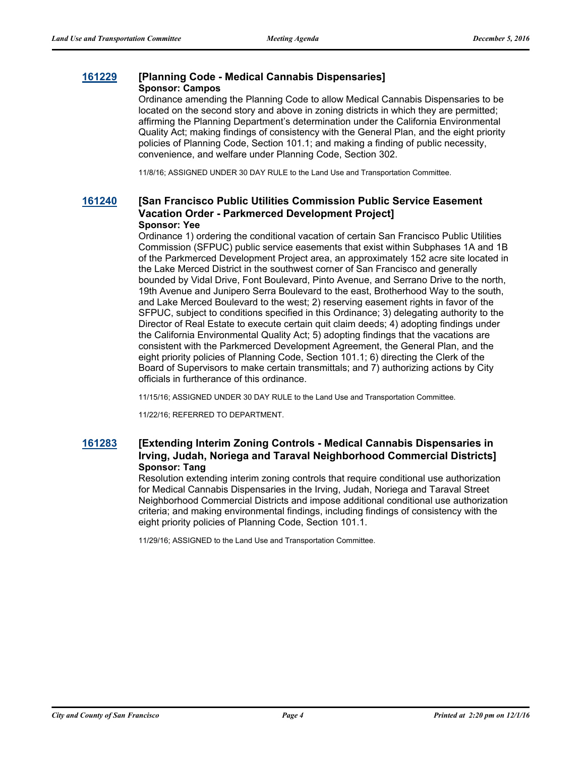### 161229 [Planning Code - Medical Cannabis Dispensaries]

**Sponsor: Campos**

Ordinance amending the Planning Code to allow Medical Cannabis Dispensaries to be located on the second story and above in zoning districts in which they are permitted; affirming the Planning Department's determination under the California Environmental Quality Act; making findings of consistency with the General Plan, and the eight priority policies of Planning Code, Section 101.1; and making a finding of public necessity, convenience, and welfare under Planning Code, Section 302.

11/8/16; ASSIGNED UNDER 30 DAY RULE to the Land Use and Transportation Committee.

### 161240 [San Francisco Public Utilities Commission Public Service Easement Vacation Order - Parkmerced Development Project]

**Sponsor: Yee**

Ordinance 1) ordering the conditional vacation of certain San Francisco Public Utilities Commission (SFPUC) public service easements that exist within Subphases 1A and 1B of the Parkmerced Development Project area, an approximately 152 acre site located in the Lake Merced District in the southwest corner of San Francisco and generally bounded by Vidal Drive, Font Boulevard, Pinto Avenue, and Serrano Drive to the north, 19th Avenue and Junipero Serra Boulevard to the east, Brotherhood Way to the south, and Lake Merced Boulevard to the west; 2) reserving easement rights in favor of the SFPUC, subject to conditions specified in this Ordinance; 3) delegating authority to the Director of Real Estate to execute certain quit claim deeds; 4) adopting findings under the California Environmental Quality Act; 5) adopting findings that the vacations are consistent with the Parkmerced Development Agreement, the General Plan, and the eight priority policies of Planning Code, Section 101.1; 6) directing the Clerk of the Board of Supervisors to make certain transmittals; and 7) authorizing actions by City officials in furtherance of this ordinance.

11/15/16; ASSIGNED UNDER 30 DAY RULE to the Land Use and Transportation Committee.

11/22/16; REFERRED TO DEPARTMENT.

### 161283 [Extending Interim Zoning Controls - Medical Cannabis Dispensaries in Irving, Judah, Noriega and Taraval Neighborhood Commercial Districts]

**Sponsor: Tang**

Resolution extending interim zoning controls that require conditional use authorization for Medical Cannabis Dispensaries in the Irving, Judah, Noriega and Taraval Street Neighborhood Commercial Districts and impose additional conditional use authorization criteria; and making environmental findings, including findings of consistency with the eight priority policies of Planning Code, Section 101.1.

11/29/16; ASSIGNED to the Land Use and Transportation Committee.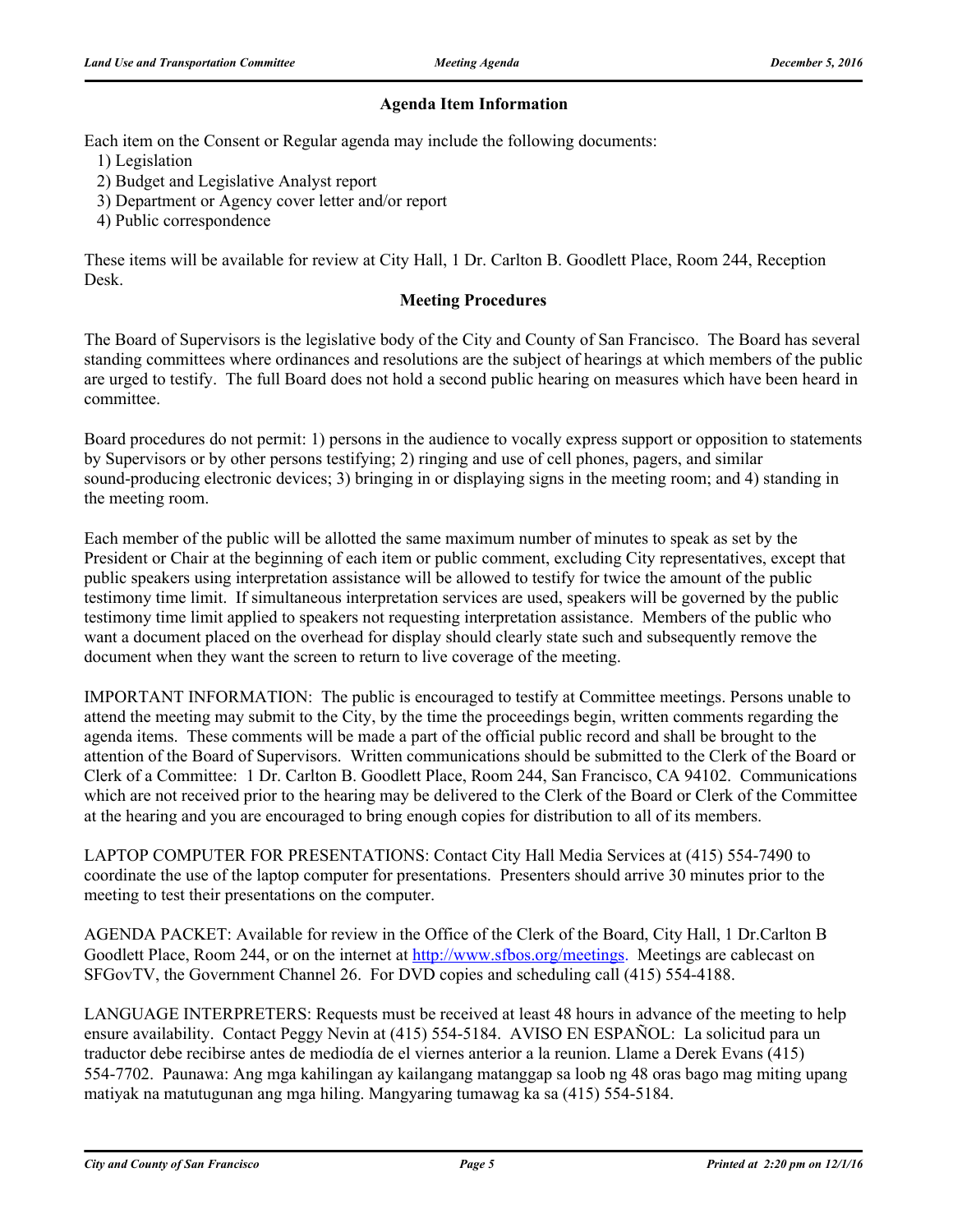### Agenda Item Information

Each item on the Consent or Regular agenda may include the following documents:

1) Legislation
2) Budget and Legislative Analyst report
3) Department or Agency cover letter and/or report
4) Public correspondence

These items will be available for review at City Hall, 1 Dr. Carlton B. Goodlett Place, Room 244, Reception Desk.

### Meeting Procedures

The Board of Supervisors is the legislative body of the City and County of San Francisco. The Board has several standing committees where ordinances and resolutions are the subject of hearings at which members of the public are urged to testify. The full Board does not hold a second public hearing on measures which have been heard in committee.

Board procedures do not permit: 1) persons in the audience to vocally express support or opposition to statements by Supervisors or by other persons testifying; 2) ringing and use of cell phones, pagers, and similar sound-producing electronic devices; 3) bringing in or displaying signs in the meeting room; and 4) standing in the meeting room.

Each member of the public will be allotted the same maximum number of minutes to speak as set by the President or Chair at the beginning of each item or public comment, excluding City representatives, except that public speakers using interpretation assistance will be allowed to testify for twice the amount of the public testimony time limit. If simultaneous interpretation services are used, speakers will be governed by the public testimony time limit applied to speakers not requesting interpretation assistance. Members of the public who want a document placed on the overhead for display should clearly state such and subsequently remove the document when they want the screen to return to live coverage of the meeting.

IMPORTANT INFORMATION: The public is encouraged to testify at Committee meetings. Persons unable to attend the meeting may submit to the City, by the time the proceedings begin, written comments regarding the agenda items. These comments will be made a part of the official public record and shall be brought to the attention of the Board of Supervisors. Written communications should be submitted to the Clerk of the Board or Clerk of a Committee: 1 Dr. Carlton B. Goodlett Place, Room 244, San Francisco, CA 94102. Communications which are not received prior to the hearing may be delivered to the Clerk of the Board or Clerk of the Committee at the hearing and you are encouraged to bring enough copies for distribution to all of its members.

LAPTOP COMPUTER FOR PRESENTATIONS: Contact City Hall Media Services at (415) 554-7490 to coordinate the use of the laptop computer for presentations. Presenters should arrive 30 minutes prior to the meeting to test their presentations on the computer.

AGENDA PACKET: Available for review in the Office of the Clerk of the Board, City Hall, 1 Dr.Carlton B Goodlett Place, Room 244, or on the internet at [http://www.sfbos.org/meetings.](http://www.sfbos.org/meetings) Meetings are cablecast on SFGovTV, the Government Channel 26. For DVD copies and scheduling call (415) 554-4188.

LANGUAGE INTERPRETERS: Requests must be received at least 48 hours in advance of the meeting to help ensure availability. Contact Peggy Nevin at (415) 554-5184. AVISO EN ESPAÑOL: La solicitud para un traductor debe recibirse antes de mediodía de el viernes anterior a la reunion. Llame a Derek Evans (415) 554-7702. Paunawa: Ang mga kahilingan ay kailangang matanggap sa loob ng 48 oras bago mag miting upang matiyak na matutugunan ang mga hiling. Mangyaring tumawag ka sa (415) 554-5184.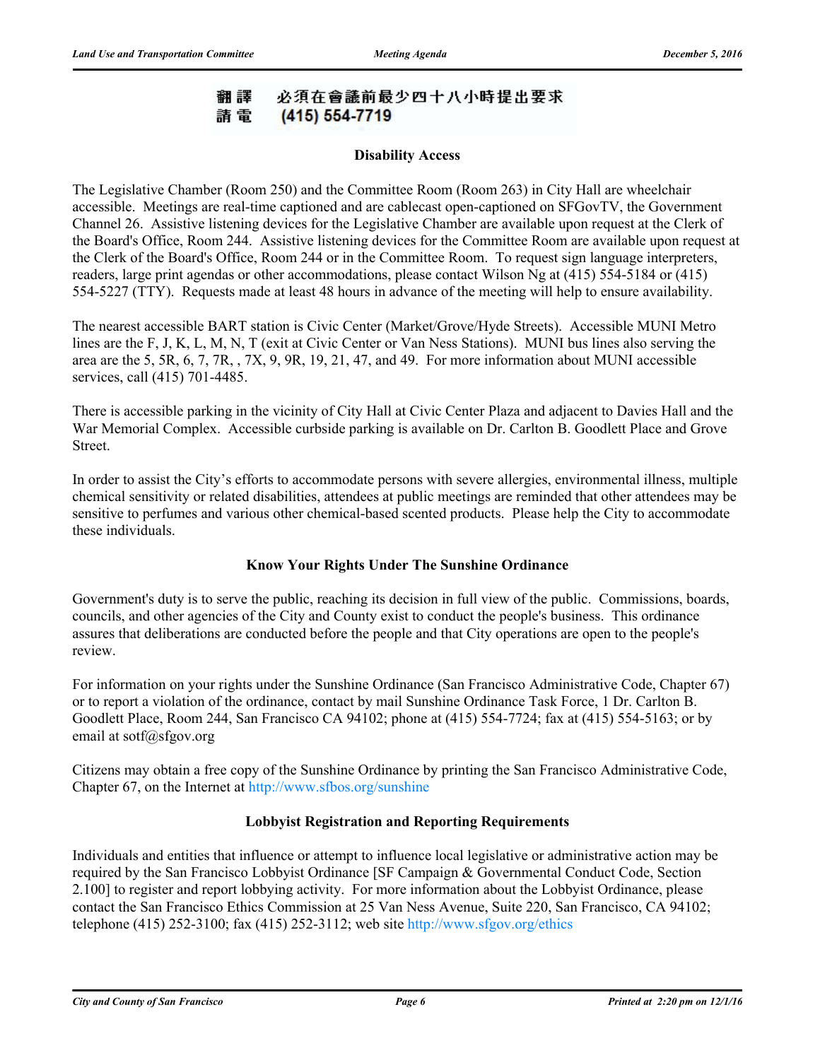翻譯　必須在會議前最少四十八小時提出要求
請電　(415) 554-7719

## Disability Access

The Legislative Chamber (Room 250) and the Committee Room (Room 263) in City Hall are wheelchair accessible. Meetings are real-time captioned and are cablecast open-captioned on SFGovTV, the Government Channel 26. Assistive listening devices for the Legislative Chamber are available upon request at the Clerk of the Board's Office, Room 244. Assistive listening devices for the Committee Room are available upon request at the Clerk of the Board's Office, Room 244 or in the Committee Room. To request sign language interpreters, readers, large print agendas or other accommodations, please contact Wilson Ng at (415) 554-5184 or (415) 554-5227 (TTY). Requests made at least 48 hours in advance of the meeting will help to ensure availability.

The nearest accessible BART station is Civic Center (Market/Grove/Hyde Streets). Accessible MUNI Metro lines are the F, J, K, L, M, N, T (exit at Civic Center or Van Ness Stations). MUNI bus lines also serving the area are the 5, 5R, 6, 7, 7R, , 7X, 9, 9R, 19, 21, 47, and 49. For more information about MUNI accessible services, call (415) 701-4485.

There is accessible parking in the vicinity of City Hall at Civic Center Plaza and adjacent to Davies Hall and the War Memorial Complex. Accessible curbside parking is available on Dr. Carlton B. Goodlett Place and Grove Street.

In order to assist the City's efforts to accommodate persons with severe allergies, environmental illness, multiple chemical sensitivity or related disabilities, attendees at public meetings are reminded that other attendees may be sensitive to perfumes and various other chemical-based scented products. Please help the City to accommodate these individuals.

## Know Your Rights Under The Sunshine Ordinance

Government's duty is to serve the public, reaching its decision in full view of the public. Commissions, boards, councils, and other agencies of the City and County exist to conduct the people's business. This ordinance assures that deliberations are conducted before the people and that City operations are open to the people's review.

For information on your rights under the Sunshine Ordinance (San Francisco Administrative Code, Chapter 67) or to report a violation of the ordinance, contact by mail Sunshine Ordinance Task Force, 1 Dr. Carlton B. Goodlett Place, Room 244, San Francisco CA 94102; phone at (415) 554-7724; fax at (415) 554-5163; or by email at sotf@sfgov.org

Citizens may obtain a free copy of the Sunshine Ordinance by printing the San Francisco Administrative Code, Chapter 67, on the Internet at http://www.sfbos.org/sunshine

## Lobbyist Registration and Reporting Requirements

Individuals and entities that influence or attempt to influence local legislative or administrative action may be required by the San Francisco Lobbyist Ordinance [SF Campaign & Governmental Conduct Code, Section 2.100] to register and report lobbying activity. For more information about the Lobbyist Ordinance, please contact the San Francisco Ethics Commission at 25 Van Ness Avenue, Suite 220, San Francisco, CA 94102; telephone (415) 252-3100; fax (415) 252-3112; web site http://www.sfgov.org/ethics